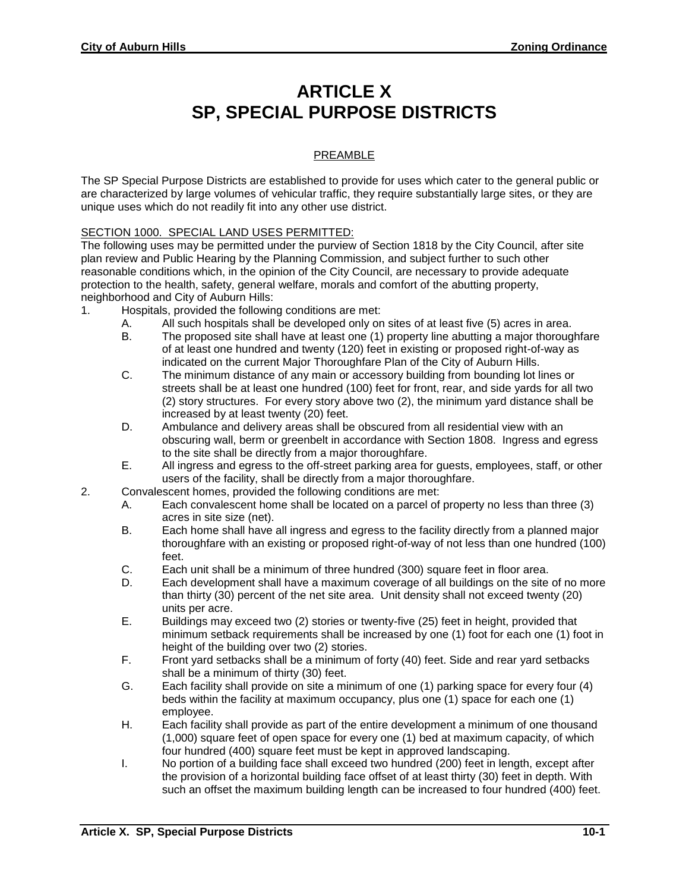# ARTICLE X
# SP, SPECIAL PURPOSE DISTRICTS

## PREAMBLE

The SP Special Purpose Districts are established to provide for uses which cater to the general public or are characterized by large volumes of vehicular traffic, they require substantially large sites, or they are unique uses which do not readily fit into any other use district.

### SECTION 1000. SPECIAL LAND USES PERMITTED:

The following uses may be permitted under the purview of Section 1818 by the City Council, after site plan review and Public Hearing by the Planning Commission, and subject further to such other reasonable conditions which, in the opinion of the City Council, are necessary to provide adequate protection to the health, safety, general welfare, morals and comfort of the abutting property, neighborhood and City of Auburn Hills:

1. Hospitals, provided the following conditions are met:
   - A. All such hospitals shall be developed only on sites of at least five (5) acres in area.
   - B. The proposed site shall have at least one (1) property line abutting a major thoroughfare of at least one hundred and twenty (120) feet in existing or proposed right-of-way as indicated on the current Major Thoroughfare Plan of the City of Auburn Hills.
   - C. The minimum distance of any main or accessory building from bounding lot lines or streets shall be at least one hundred (100) feet for front, rear, and side yards for all two (2) story structures. For every story above two (2), the minimum yard distance shall be increased by at least twenty (20) feet.
   - D. Ambulance and delivery areas shall be obscured from all residential view with an obscuring wall, berm or greenbelt in accordance with Section 1808. Ingress and egress to the site shall be directly from a major thoroughfare.
   - E. All ingress and egress to the off-street parking area for guests, employees, staff, or other users of the facility, shall be directly from a major thoroughfare.
2. Convalescent homes, provided the following conditions are met:
   - A. Each convalescent home shall be located on a parcel of property no less than three (3) acres in site size (net).
   - B. Each home shall have all ingress and egress to the facility directly from a planned major thoroughfare with an existing or proposed right-of-way of not less than one hundred (100) feet.
   - C. Each unit shall be a minimum of three hundred (300) square feet in floor area.
   - D. Each development shall have a maximum coverage of all buildings on the site of no more than thirty (30) percent of the net site area. Unit density shall not exceed twenty (20) units per acre.
   - E. Buildings may exceed two (2) stories or twenty-five (25) feet in height, provided that minimum setback requirements shall be increased by one (1) foot for each one (1) foot in height of the building over two (2) stories.
   - F. Front yard setbacks shall be a minimum of forty (40) feet. Side and rear yard setbacks shall be a minimum of thirty (30) feet.
   - G. Each facility shall provide on site a minimum of one (1) parking space for every four (4) beds within the facility at maximum occupancy, plus one (1) space for each one (1) employee.
   - H. Each facility shall provide as part of the entire development a minimum of one thousand (1,000) square feet of open space for every one (1) bed at maximum capacity, of which four hundred (400) square feet must be kept in approved landscaping.
   - I. No portion of a building face shall exceed two hundred (200) feet in length, except after the provision of a horizontal building face offset of at least thirty (30) feet in depth. With such an offset the maximum building length can be increased to four hundred (400) feet.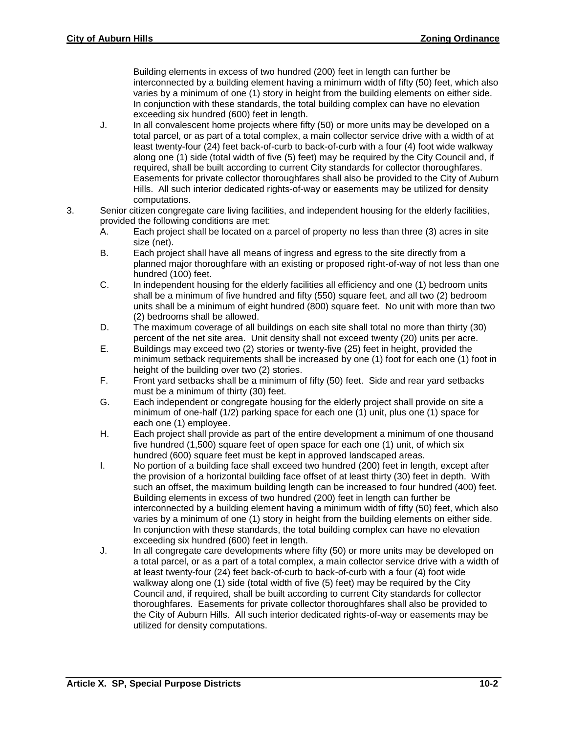Building elements in excess of two hundred (200) feet in length can further be interconnected by a building element having a minimum width of fifty (50) feet, which also varies by a minimum of one (1) story in height from the building elements on either side. In conjunction with these standards, the total building complex can have no elevation exceeding six hundred (600) feet in length.

J. In all convalescent home projects where fifty (50) or more units may be developed on a total parcel, or as part of a total complex, a main collector service drive with a width of at least twenty-four (24) feet back-of-curb to back-of-curb with a four (4) foot wide walkway along one (1) side (total width of five (5) feet) may be required by the City Council and, if required, shall be built according to current City standards for collector thoroughfares. Easements for private collector thoroughfares shall also be provided to the City of Auburn Hills. All such interior dedicated rights-of-way or easements may be utilized for density computations.

3. Senior citizen congregate care living facilities, and independent housing for the elderly facilities, provided the following conditions are met:

   A. Each project shall be located on a parcel of property no less than three (3) acres in site size (net).

   B. Each project shall have all means of ingress and egress to the site directly from a planned major thoroughfare with an existing or proposed right-of-way of not less than one hundred (100) feet.

   C. In independent housing for the elderly facilities all efficiency and one (1) bedroom units shall be a minimum of five hundred and fifty (550) square feet, and all two (2) bedroom units shall be a minimum of eight hundred (800) square feet. No unit with more than two (2) bedrooms shall be allowed.

   D. The maximum coverage of all buildings on each site shall total no more than thirty (30) percent of the net site area. Unit density shall not exceed twenty (20) units per acre.

   E. Buildings may exceed two (2) stories or twenty-five (25) feet in height, provided the minimum setback requirements shall be increased by one (1) foot for each one (1) foot in height of the building over two (2) stories.

   F. Front yard setbacks shall be a minimum of fifty (50) feet. Side and rear yard setbacks must be a minimum of thirty (30) feet.

   G. Each independent or congregate housing for the elderly project shall provide on site a minimum of one-half (1/2) parking space for each one (1) unit, plus one (1) space for each one (1) employee.

   H. Each project shall provide as part of the entire development a minimum of one thousand five hundred (1,500) square feet of open space for each one (1) unit, of which six hundred (600) square feet must be kept in approved landscaped areas.

   I. No portion of a building face shall exceed two hundred (200) feet in length, except after the provision of a horizontal building face offset of at least thirty (30) feet in depth. With such an offset, the maximum building length can be increased to four hundred (400) feet. Building elements in excess of two hundred (200) feet in length can further be interconnected by a building element having a minimum width of fifty (50) feet, which also varies by a minimum of one (1) story in height from the building elements on either side. In conjunction with these standards, the total building complex can have no elevation exceeding six hundred (600) feet in length.

   J. In all congregate care developments where fifty (50) or more units may be developed on a total parcel, or as a part of a total complex, a main collector service drive with a width of at least twenty-four (24) feet back-of-curb to back-of-curb with a four (4) foot wide walkway along one (1) side (total width of five (5) feet) may be required by the City Council and, if required, shall be built according to current City standards for collector thoroughfares. Easements for private collector thoroughfares shall also be provided to the City of Auburn Hills. All such interior dedicated rights-of-way or easements may be utilized for density computations.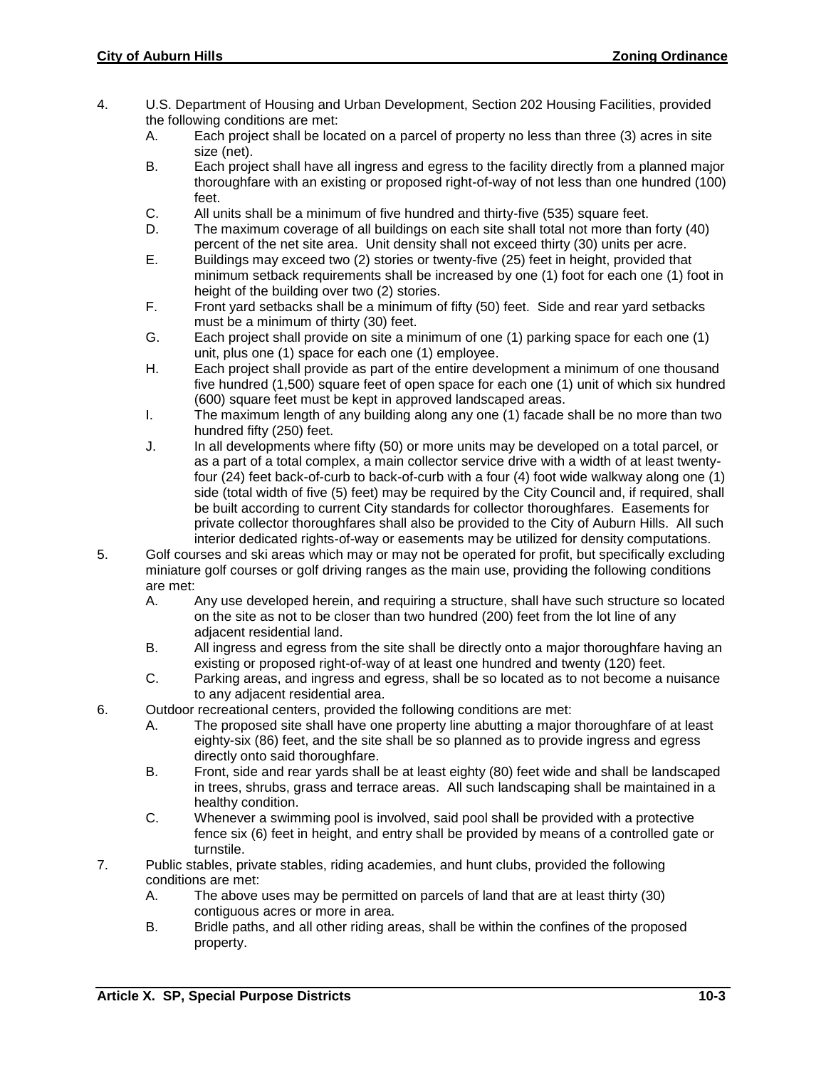4. U.S. Department of Housing and Urban Development, Section 202 Housing Facilities, provided the following conditions are met:
   A. Each project shall be located on a parcel of property no less than three (3) acres in site size (net).
   B. Each project shall have all ingress and egress to the facility directly from a planned major thoroughfare with an existing or proposed right-of-way of not less than one hundred (100) feet.
   C. All units shall be a minimum of five hundred and thirty-five (535) square feet.
   D. The maximum coverage of all buildings on each site shall total not more than forty (40) percent of the net site area. Unit density shall not exceed thirty (30) units per acre.
   E. Buildings may exceed two (2) stories or twenty-five (25) feet in height, provided that minimum setback requirements shall be increased by one (1) foot for each one (1) foot in height of the building over two (2) stories.
   F. Front yard setbacks shall be a minimum of fifty (50) feet. Side and rear yard setbacks must be a minimum of thirty (30) feet.
   G. Each project shall provide on site a minimum of one (1) parking space for each one (1) unit, plus one (1) space for each one (1) employee.
   H. Each project shall provide as part of the entire development a minimum of one thousand five hundred (1,500) square feet of open space for each one (1) unit of which six hundred (600) square feet must be kept in approved landscaped areas.
   I. The maximum length of any building along any one (1) facade shall be no more than two hundred fifty (250) feet.
   J. In all developments where fifty (50) or more units may be developed on a total parcel, or as a part of a total complex, a main collector service drive with a width of at least twenty-four (24) feet back-of-curb to back-of-curb with a four (4) foot wide walkway along one (1) side (total width of five (5) feet) may be required by the City Council and, if required, shall be built according to current City standards for collector thoroughfares. Easements for private collector thoroughfares shall also be provided to the City of Auburn Hills. All such interior dedicated rights-of-ways or easements may be utilized for density computations.
5. Golf courses and ski areas which may or may not be operated for profit, but specifically excluding miniature golf courses or golf driving ranges as the main use, providing the following conditions are met:
   A. Any use developed herein, and requiring a structure, shall have such structure so located on the site as not to be closer than two hundred (200) feet from the lot line of any adjacent residential land.
   B. All ingress and egress from the site shall be directly onto a major thoroughfare having an existing or proposed right-of-way of at least one hundred and twenty (120) feet.
   C. Parking areas, and ingress and egress, shall be so located as to not become a nuisance to any adjacent residential area.
6. Outdoor recreational centers, provided the following conditions are met:
   A. The proposed site shall have one property line abutting a major thoroughfare of at least eighty-six (86) feet, and the site shall be so planned as to provide ingress and egress directly onto said thoroughfare.
   B. Front, side and rear yards shall be at least eighty (80) feet wide and shall be landscaped in trees, shrubs, grass and terrace areas. All such landscaping shall be maintained in a healthy condition.
   C. Whenever a swimming pool is involved, said pool shall be provided with a protective fence six (6) feet in height, and entry shall be provided by means of a controlled gate or turnstile.
7. Public stables, private stables, riding academies, and hunt clubs, provided the following conditions are met:
   A. The above uses may be permitted on parcels of land that are at least thirty (30) contiguous acres or more in area.
   B. Bridle paths, and all other riding areas, shall be within the confines of the proposed property.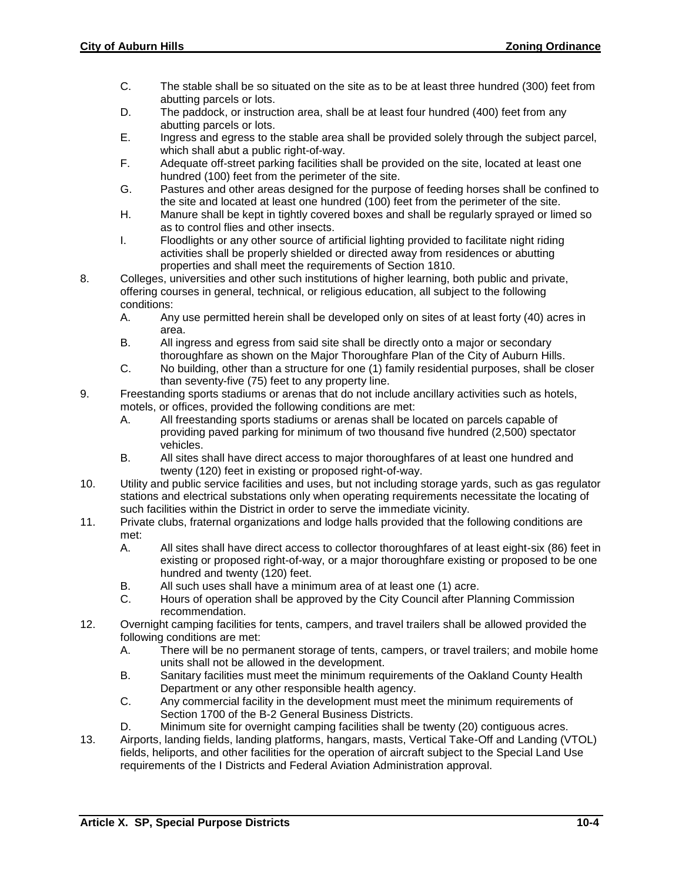C. The stable shall be so situated on the site as to be at least three hundred (300) feet from abutting parcels or lots.

D. The paddock, or instruction area, shall be at least four hundred (400) feet from any abutting parcels or lots.

E. Ingress and egress to the stable area shall be provided solely through the subject parcel, which shall abut a public right-of-way.

F. Adequate off-street parking facilities shall be provided on the site, located at least one hundred (100) feet from the perimeter of the site.

G. Pastures and other areas designed for the purpose of feeding horses shall be confined to the site and located at least one hundred (100) feet from the perimeter of the site.

H. Manure shall be kept in tightly covered boxes and shall be regularly sprayed or limed so as to control flies and other insects.

I. Floodlights or any other source of artificial lighting provided to facilitate night riding activities shall be properly shielded or directed away from residences or abutting properties and shall meet the requirements of Section 1810.

8. Colleges, universities and other such institutions of higher learning, both public and private, offering courses in general, technical, or religious education, all subject to the following conditions:

   A. Any use permitted herein shall be developed only on sites of at least forty (40) acres in area.

   B. All ingress and egress from said site shall be directly onto a major or secondary thoroughfare as shown on the Major Thoroughfare Plan of the City of Auburn Hills.

   C. No building, other than a structure for one (1) family residential purposes, shall be closer than seventy-five (75) feet to any property line.

9. Freestanding sports stadiums or arenas that do not include ancillary activities such as hotels, motels, or offices, provided the following conditions are met:

   A. All freestanding sports stadiums or arenas shall be located on parcels capable of providing paved parking for minimum of two thousand five hundred (2,500) spectator vehicles.

   B. All sites shall have direct access to major thoroughfares of at least one hundred and twenty (120) feet in existing or proposed right-of-way.

10. Utility and public service facilities and uses, but not including storage yards, such as gas regulator stations and electrical substations only when operating requirements necessitate the locating of such facilities within the District in order to serve the immediate vicinity.

11. Private clubs, fraternal organizations and lodge halls provided that the following conditions are met:

   A. All sites shall have direct access to collector thoroughfares of at least eight-six (86) feet in existing or proposed right-of-way, or a major thoroughfare existing or proposed to be one hundred and twenty (120) feet.

   B. All such uses shall have a minimum area of at least one (1) acre.

   C. Hours of operation shall be approved by the City Council after Planning Commission recommendation.

12. Overnight camping facilities for tents, campers, and travel trailers shall be allowed provided the following conditions are met:

   A. There will be no permanent storage of tents, campers, or travel trailers; and mobile home units shall not be allowed in the development.

   B. Sanitary facilities must meet the minimum requirements of the Oakland County Health Department or any other responsible health agency.

   C. Any commercial facility in the development must meet the minimum requirements of Section 1700 of the B-2 General Business Districts.

   D. Minimum site for overnight camping facilities shall be twenty (20) contiguous acres.

13. Airports, landing fields, landing platforms, hangars, masts, Vertical Take-Off and Landing (VTOL) fields, heliports, and other facilities for the operation of aircraft subject to the Special Land Use requirements of the I Districts and Federal Aviation Administration approval.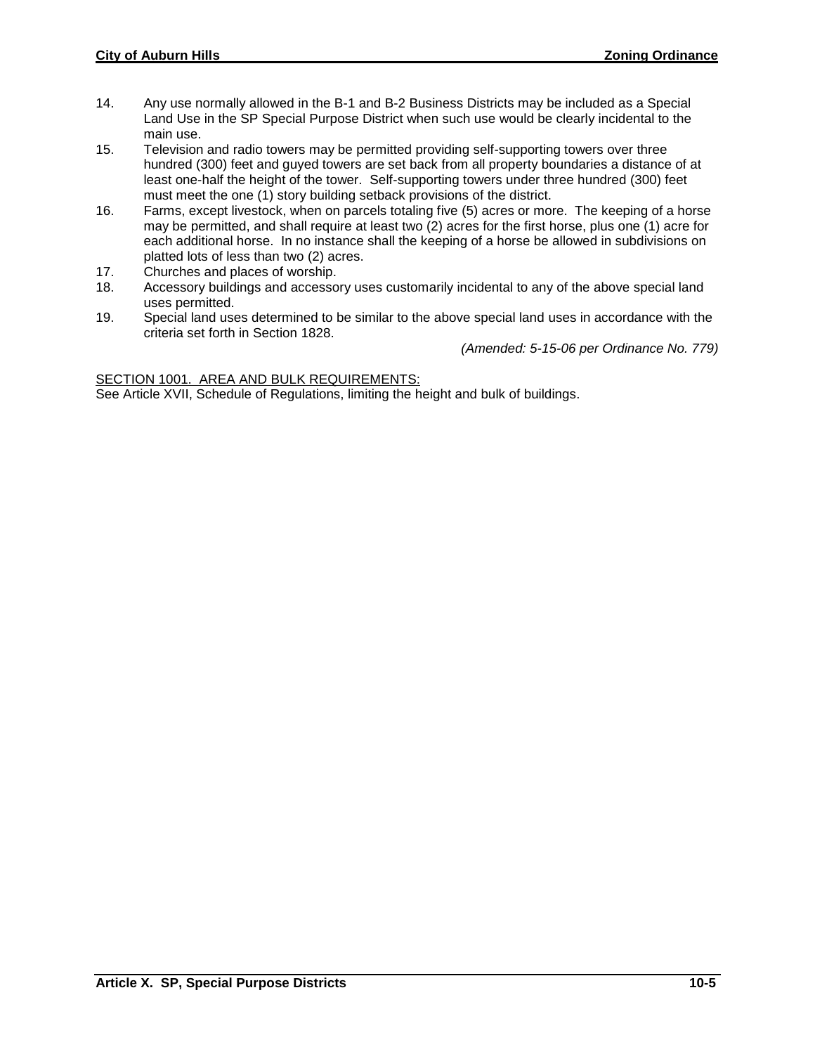14. Any use normally allowed in the B-1 and B-2 Business Districts may be included as a Special Land Use in the SP Special Purpose District when such use would be clearly incidental to the main use.
15. Television and radio towers may be permitted providing self-supporting towers over three hundred (300) feet and guyed towers are set back from all property boundaries a distance of at least one-half the height of the tower. Self-supporting towers under three hundred (300) feet must meet the one (1) story building setback provisions of the district.
16. Farms, except livestock, when on parcels totaling five (5) acres or more. The keeping of a horse may be permitted, and shall require at least two (2) acres for the first horse, plus one (1) acre for each additional horse. In no instance shall the keeping of a horse be allowed in subdivisions on platted lots of less than two (2) acres.
17. Churches and places of worship.
18. Accessory buildings and accessory uses customarily incidental to any of the above special land uses permitted.
19. Special land uses determined to be similar to the above special land uses in accordance with the criteria set forth in Section 1828.

*(Amended: 5-15-06 per Ordinance No. 779)*

SECTION 1001. AREA AND BULK REQUIREMENTS:

See Article XVII, Schedule of Regulations, limiting the height and bulk of buildings.